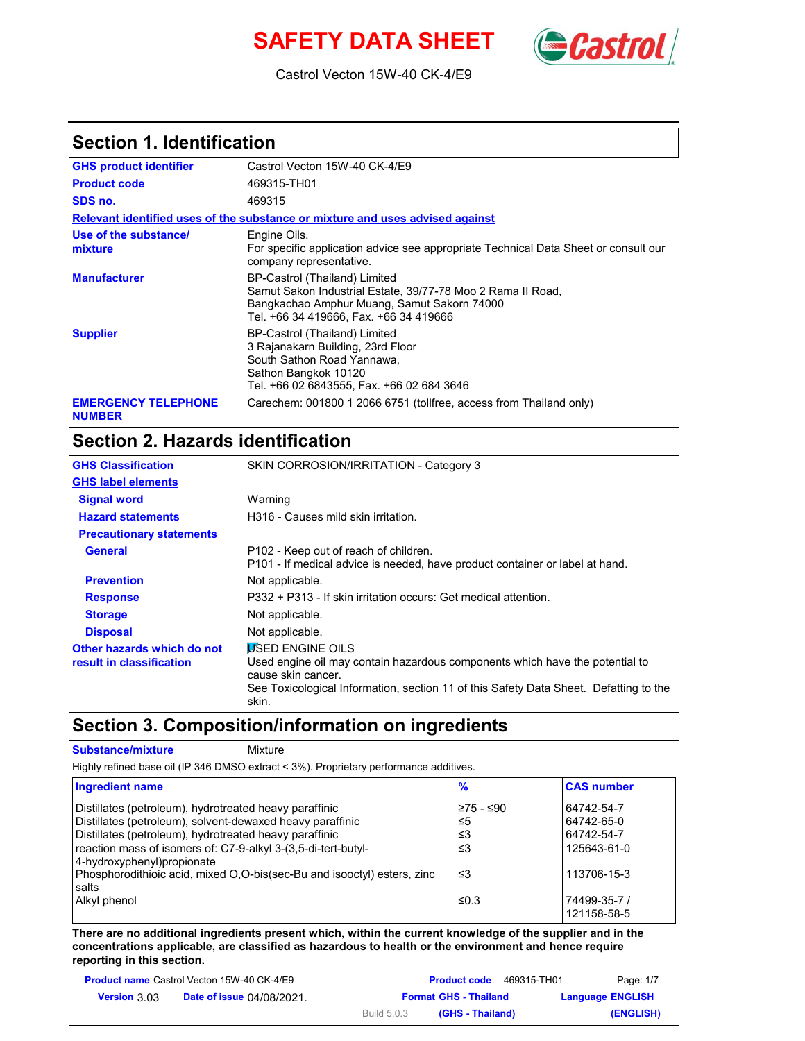# SAFETY DATA SHEET

Castrol Vecton 15W-40 CK-4/E9

## Section 1. Identification

**GHS product identifier** Castrol Vecton 15W-40 CK-4/E9

**Product code** 469315-TH01

**SDS no.** 469315

**Relevant identified uses of the substance or mixture and uses advised against**

**Use of the substance/ mixture** Engine Oils.
For specific application advice see appropriate Technical Data Sheet or consult our company representative.

**Manufacturer** BP-Castrol (Thailand) Limited
Samut Sakon Industrial Estate, 39/77-78 Moo 2 Rama II Road,
Bangkachao Amphur Muang, Samut Sakorn 74000
Tel. +66 34 419666, Fax. +66 34 419666

**Supplier** BP-Castrol (Thailand) Limited
3 Rajanakarn Building, 23rd Floor
South Sathon Road Yannawa,
Sathon Bangkok 10120
Tel. +66 02 6843555, Fax. +66 02 684 3646

**EMERGENCY TELEPHONE NUMBER** Carechem: 001800 1 2066 6751 (tollfree, access from Thailand only)

## Section 2. Hazards identification

**GHS Classification** SKIN CORROSION/IRRITATION - Category 3

**GHS label elements**

**Signal word** Warning

**Hazard statements** H316 - Causes mild skin irritation.

**Precautionary statements**

**General** P102 - Keep out of reach of children.
P101 - If medical advice is needed, have product container or label at hand.

**Prevention** Not applicable.

**Response** P332 + P313 - If skin irritation occurs: Get medical attention.

**Storage** Not applicable.

**Disposal** Not applicable.

**Other hazards which do not result in classification** USED ENGINE OILS
Used engine oil may contain hazardous components which have the potential to cause skin cancer.
See Toxicological Information, section 11 of this Safety Data Sheet. Defatting to the skin.

## Section 3. Composition/information on ingredients

**Substance/mixture** Mixture

Highly refined base oil (IP 346 DMSO extract < 3%). Proprietary performance additives.

| Ingredient name | % | CAS number |
|---|---|---|
| Distillates (petroleum), hydrotreated heavy paraffinic | ≥75 - ≤90 | 64742-54-7 |
| Distillates (petroleum), solvent-dewaxed heavy paraffinic | ≤5 | 64742-65-0 |
| Distillates (petroleum), hydrotreated heavy paraffinic | ≤3 | 64742-54-7 |
| reaction mass of isomers of: C7-9-alkyl 3-(3,5-di-tert-butyl-4-hydroxyphenyl)propionate | ≤3 | 125643-61-0 |
| Phosphorodithioic acid, mixed O,O-bis(sec-Bu and isooctyl) esters, zinc salts | ≤3 | 113706-15-3 |
| Alkyl phenol | ≤0.3 | 74499-35-7 / 121158-58-5 |

**There are no additional ingredients present which, within the current knowledge of the supplier and in the concentrations applicable, are classified as hazardous to health or the environment and hence require reporting in this section.**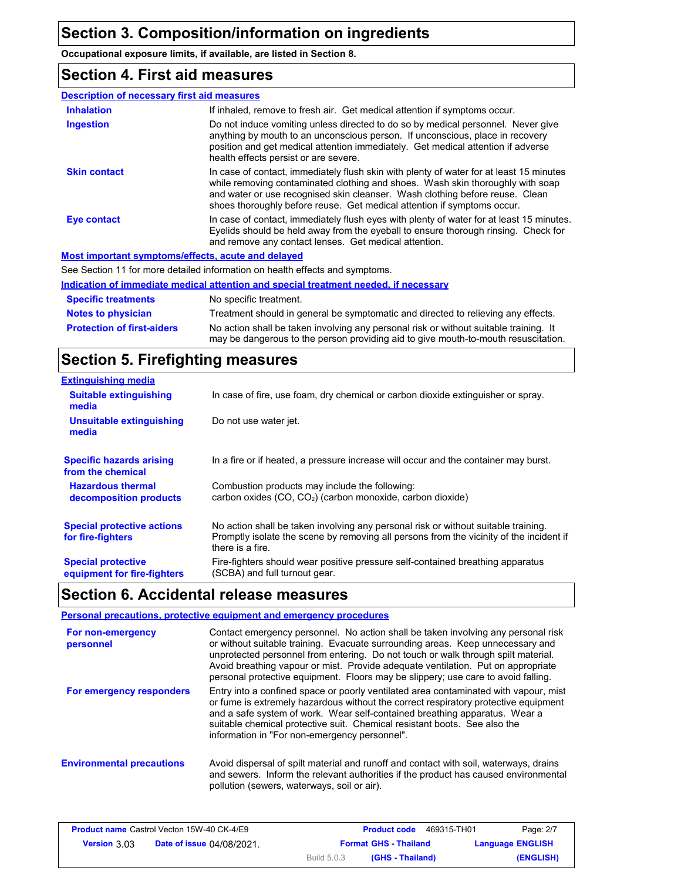## Section 3. Composition/information on ingredients

**Occupational exposure limits, if available, are listed in Section 8.**

## Section 4. First aid measures

### Description of necessary first aid measures

**Inhalation**: If inhaled, remove to fresh air. Get medical attention if symptoms occur.

**Ingestion**: Do not induce vomiting unless directed to do so by medical personnel. Never give anything by mouth to an unconscious person. If unconscious, place in recovery position and get medical attention immediately. Get medical attention if adverse health effects persist or are severe.

**Skin contact**: In case of contact, immediately flush skin with plenty of water for at least 15 minutes while removing contaminated clothing and shoes. Wash skin thoroughly with soap and water or use recognised skin cleanser. Wash clothing before reuse. Clean shoes thoroughly before reuse. Get medical attention if symptoms occur.

**Eye contact**: In case of contact, immediately flush eyes with plenty of water for at least 15 minutes. Eyelids should be held away from the eyeball to ensure thorough rinsing. Check for and remove any contact lenses. Get medical attention.

### Most important symptoms/effects, acute and delayed

See Section 11 for more detailed information on health effects and symptoms.

### Indication of immediate medical attention and special treatment needed, if necessary

**Specific treatments**: No specific treatment.

**Notes to physician**: Treatment should in general be symptomatic and directed to relieving any effects.

**Protection of first-aiders**: No action shall be taken involving any personal risk or without suitable training. It may be dangerous to the person providing aid to give mouth-to-mouth resuscitation.

## Section 5. Firefighting measures

### Extinguishing media

**Suitable extinguishing media**: In case of fire, use foam, dry chemical or carbon dioxide extinguisher or spray.

**Unsuitable extinguishing media**: Do not use water jet.

**Specific hazards arising from the chemical**: In a fire or if heated, a pressure increase will occur and the container may burst.

**Hazardous thermal decomposition products**: Combustion products may include the following:
carbon oxides (CO, $CO_2$) (carbon monoxide, carbon dioxide)

**Special protective actions for fire-fighters**: No action shall be taken involving any personal risk or without suitable training. Promptly isolate the scene by removing all persons from the vicinity of the incident if there is a fire.

**Special protective equipment for fire-fighters**: Fire-fighters should wear positive pressure self-contained breathing apparatus (SCBA) and full turnout gear.

## Section 6. Accidental release measures

### Personal precautions, protective equipment and emergency procedures

**For non-emergency personnel**: Contact emergency personnel. No action shall be taken involving any personal risk or without suitable training. Evacuate surrounding areas. Keep unnecessary and unprotected personnel from entering. Do not touch or walk through spilt material. Avoid breathing vapour or mist. Provide adequate ventilation. Put on appropriate personal protective equipment. Floors may be slippery; use care to avoid falling.

**For emergency responders**: Entry into a confined space or poorly ventilated area contaminated with vapour, mist or fume is extremely hazardous without the correct respiratory protective equipment and a safe system of work. Wear self-contained breathing apparatus. Wear a suitable chemical protective suit. Chemical resistant boots. See also the information in "For non-emergency personnel".

**Environmental precautions**: Avoid dispersal of spilt material and runoff and contact with soil, waterways, drains and sewers. Inform the relevant authorities if the product has caused environmental pollution (sewers, waterways, soil or air).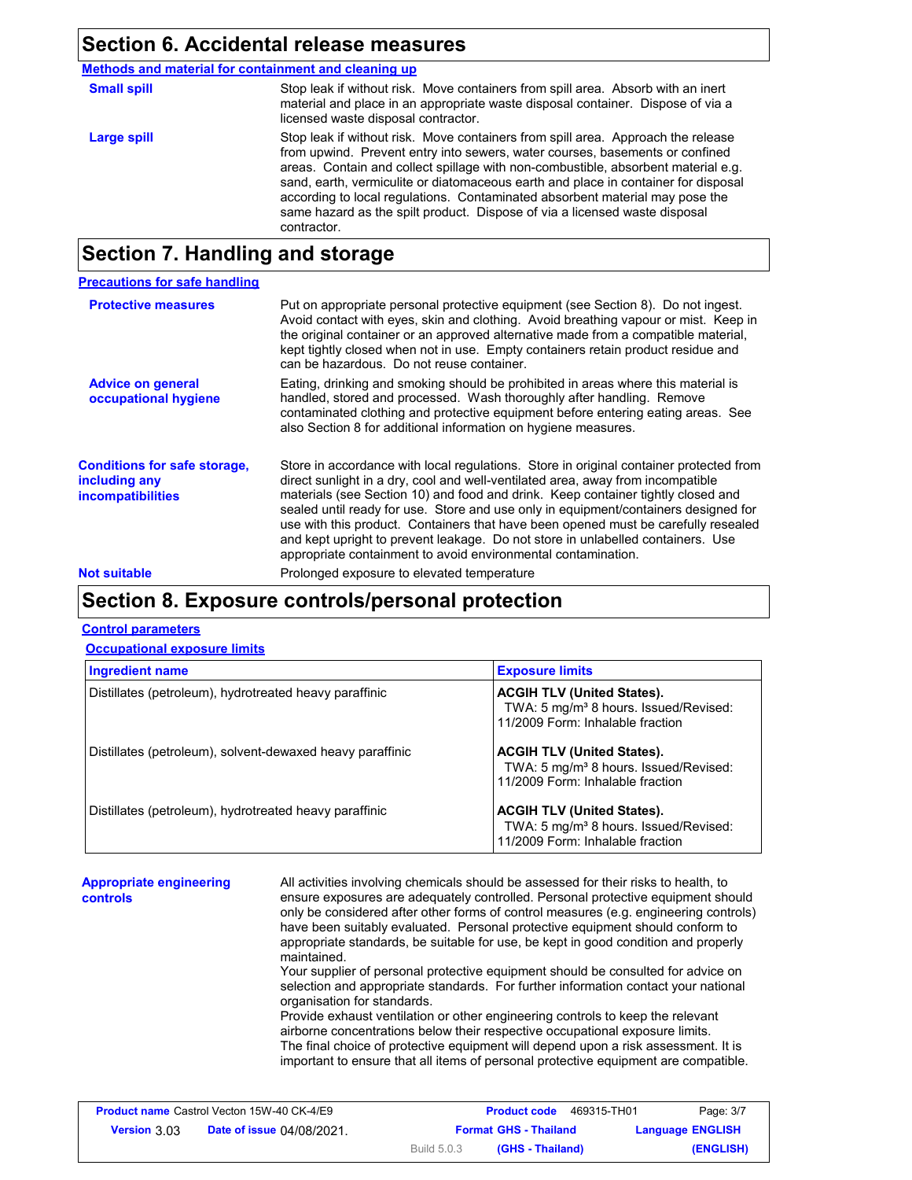## Section 6. Accidental release measures

**Methods and material for containment and cleaning up**

**Small spill**

Stop leak if without risk. Move containers from spill area. Absorb with an inert material and place in an appropriate waste disposal container. Dispose of via a licensed waste disposal contractor.

**Large spill**

Stop leak if without risk. Move containers from spill area. Approach the release from upwind. Prevent entry into sewers, water courses, basements or confined areas. Contain and collect spillage with non-combustible, absorbent material e.g. sand, earth, vermiculite or diatomaceous earth and place in container for disposal according to local regulations. Contaminated absorbent material may pose the same hazard as the spilt product. Dispose of via a licensed waste disposal contractor.

## Section 7. Handling and storage

**Precautions for safe handling**

**Protective measures**

Put on appropriate personal protective equipment (see Section 8). Do not ingest. Avoid contact with eyes, skin and clothing. Avoid breathing vapour or mist. Keep in the original container or an approved alternative made from a compatible material, kept tightly closed when not in use. Empty containers retain product residue and can be hazardous. Do not reuse container.

**Advice on general occupational hygiene**

Eating, drinking and smoking should be prohibited in areas where this material is handled, stored and processed. Wash thoroughly after handling. Remove contaminated clothing and protective equipment before entering eating areas. See also Section 8 for additional information on hygiene measures.

**Conditions for safe storage, including any incompatibilities**

Store in accordance with local regulations. Store in original container protected from direct sunlight in a dry, cool and well-ventilated area, away from incompatible materials (see Section 10) and food and drink. Keep container tightly closed and sealed until ready for use. Store and use only in equipment/containers designed for use with this product. Containers that have been opened must be carefully resealed and kept upright to prevent leakage. Do not store in unlabelled containers. Use appropriate containment to avoid environmental contamination.

**Not suitable**

Prolonged exposure to elevated temperature

## Section 8. Exposure controls/personal protection

**Control parameters**

**Occupational exposure limits**

| Ingredient name | Exposure limits |
|---|---|
| Distillates (petroleum), hydrotreated heavy paraffinic | **ACGIH TLV (United States).** TWA: 5 mg/m³ 8 hours. Issued/Revised: 11/2009 Form: Inhalable fraction |
| Distillates (petroleum), solvent-dewaxed heavy paraffinic | **ACGIH TLV (United States).** TWA: 5 mg/m³ 8 hours. Issued/Revised: 11/2009 Form: Inhalable fraction |
| Distillates (petroleum), hydrotreated heavy paraffinic | **ACGIH TLV (United States).** TWA: 5 mg/m³ 8 hours. Issued/Revised: 11/2009 Form: Inhalable fraction |

**Appropriate engineering controls**

All activities involving chemicals should be assessed for their risks to health, to ensure exposures are adequately controlled. Personal protective equipment should only be considered after other forms of control measures (e.g. engineering controls) have been suitably evaluated. Personal protective equipment should conform to appropriate standards, be suitable for use, be kept in good condition and properly maintained.
Your supplier of personal protective equipment should be consulted for advice on selection and appropriate standards. For further information contact your national organisation for standards.
Provide exhaust ventilation or other engineering controls to keep the relevant airborne concentrations below their respective occupational exposure limits.
The final choice of protective equipment will depend upon a risk assessment. It is important to ensure that all items of personal protective equipment are compatible.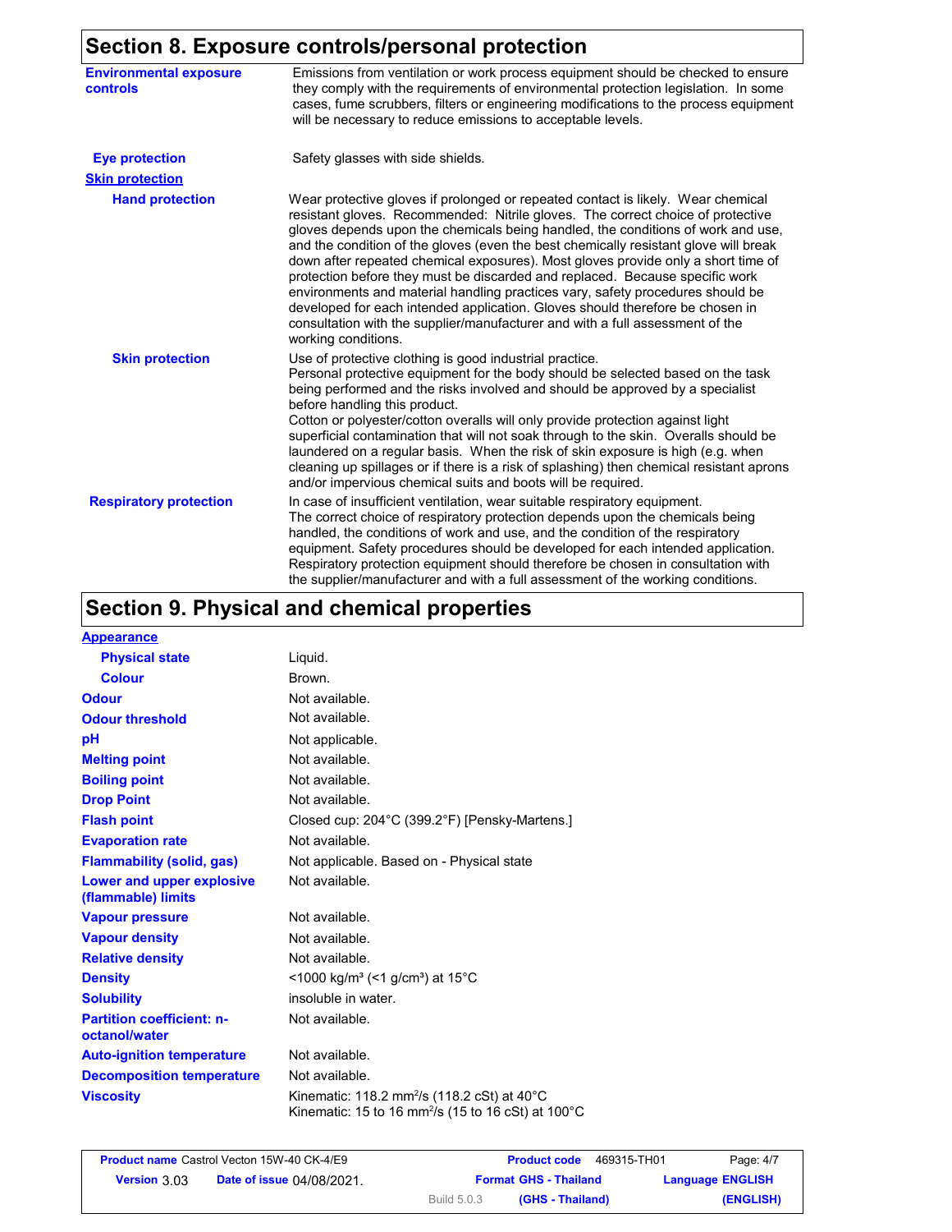## Section 8. Exposure controls/personal protection

| | |
|---|---|
| **Environmental exposure controls** | Emissions from ventilation or work process equipment should be checked to ensure they comply with the requirements of environmental protection legislation. In some cases, fume scrubbers, filters or engineering modifications to the process equipment will be necessary to reduce emissions to acceptable levels. |
| **Eye protection** | Safety glasses with side shields. |
| **Skin protection** | |
| **Hand protection** | Wear protective gloves if prolonged or repeated contact is likely. Wear chemical resistant gloves. Recommended: Nitrile gloves. The correct choice of protective gloves depends upon the chemicals being handled, the conditions of work and use, and the condition of the gloves (even the best chemically resistant glove will break down after repeated chemical exposures). Most gloves provide only a short time of protection before they must be discarded and replaced. Because specific work environments and material handling practices vary, safety procedures should be developed for each intended application. Gloves should therefore be chosen in consultation with the supplier/manufacturer and with a full assessment of the working conditions. |
| **Skin protection** | Use of protective clothing is good industrial practice. Personal protective equipment for the body should be selected based on the task being performed and the risks involved and should be approved by a specialist before handling this product. Cotton or polyester/cotton overalls will only provide protection against light superficial contamination that will not soak through to the skin. Overalls should be laundered on a regular basis. When the risk of skin exposure is high (e.g. when cleaning up spillages or if there is a risk of splashing) then chemical resistant aprons and/or impervious chemical suits and boots will be required. |
| **Respiratory protection** | In case of insufficient ventilation, wear suitable respiratory equipment. The correct choice of respiratory protection depends upon the chemicals being handled, the conditions of work and use, and the condition of the respiratory equipment. Safety procedures should be developed for each intended application. Respiratory protection equipment should therefore be chosen in consultation with the supplier/manufacturer and with a full assessment of the working conditions. |

## Section 9. Physical and chemical properties

| | |
|---|---|
| **Appearance** | |
| **Physical state** | Liquid. |
| **Colour** | Brown. |
| **Odour** | Not available. |
| **Odour threshold** | Not available. |
| **pH** | Not applicable. |
| **Melting point** | Not available. |
| **Boiling point** | Not available. |
| **Drop Point** | Not available. |
| **Flash point** | Closed cup: 204°C (399.2°F) [Pensky-Martens.] |
| **Evaporation rate** | Not available. |
| **Flammability (solid, gas)** | Not applicable. Based on - Physical state |
| **Lower and upper explosive (flammable) limits** | Not available. |
| **Vapour pressure** | Not available. |
| **Vapour density** | Not available. |
| **Relative density** | Not available. |
| **Density** | <1000 kg/m³ (<1 g/cm³) at 15°C |
| **Solubility** | insoluble in water. |
| **Partition coefficient: n-octanol/water** | Not available. |
| **Auto-ignition temperature** | Not available. |
| **Decomposition temperature** | Not available. |
| **Viscosity** | Kinematic: 118.2 $mm^2/s$ (118.2 cSt) at 40°C<br>Kinematic: 15 to 16 $mm^2/s$ (15 to 16 cSt) at 100°C |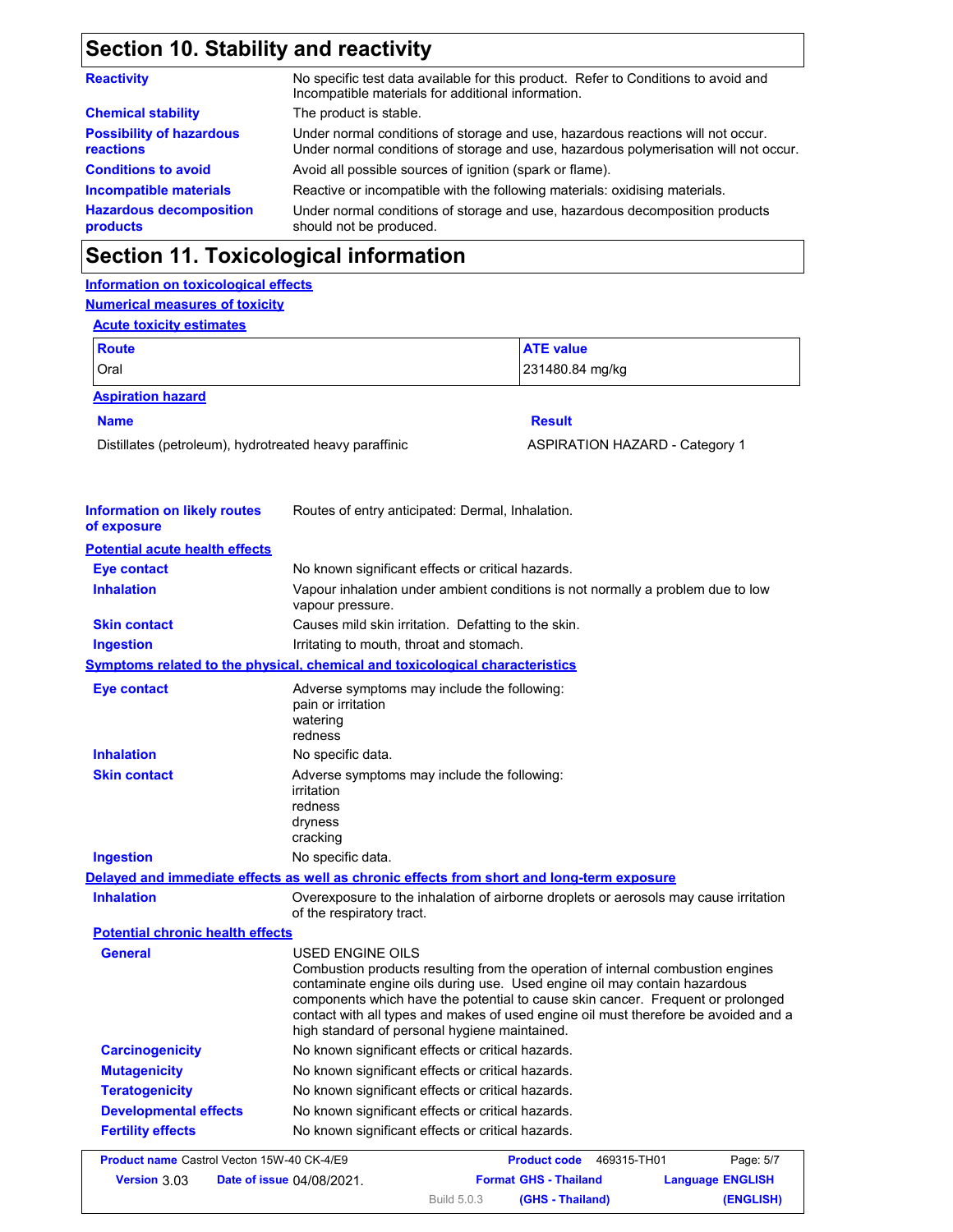## Section 10. Stability and reactivity

**Reactivity** No specific test data available for this product. Refer to Conditions to avoid and Incompatible materials for additional information.

**Chemical stability** The product is stable.

**Possibility of hazardous reactions** Under normal conditions of storage and use, hazardous reactions will not occur. Under normal conditions of storage and use, hazardous polymerisation will not occur.

**Conditions to avoid** Avoid all possible sources of ignition (spark or flame).

**Incompatible materials** Reactive or incompatible with the following materials: oxidising materials.

**Hazardous decomposition products** Under normal conditions of storage and use, hazardous decomposition products should not be produced.

## Section 11. Toxicological information

**Information on toxicological effects**

**Numerical measures of toxicity**

**Acute toxicity estimates**

| Route | ATE value |
|---|---|
| Oral | 231480.84 mg/kg |

**Aspiration hazard**

| Name | Result |
|---|---|
| Distillates (petroleum), hydrotreated heavy paraffinic | ASPIRATION HAZARD - Category 1 |

**Information on likely routes of exposure** Routes of entry anticipated: Dermal, Inhalation.

**Potential acute health effects**

**Eye contact** No known significant effects or critical hazards.

**Inhalation** Vapour inhalation under ambient conditions is not normally a problem due to low vapour pressure.

**Skin contact** Causes mild skin irritation. Defatting to the skin.

**Ingestion** Irritating to mouth, throat and stomach.

**Symptoms related to the physical, chemical and toxicological characteristics**

**Eye contact** Adverse symptoms may include the following:
pain or irritation
watering
redness

**Inhalation** No specific data.

**Skin contact** Adverse symptoms may include the following:
irritation
redness
dryness
cracking

**Ingestion** No specific data.

**Delayed and immediate effects as well as chronic effects from short and long-term exposure**

**Inhalation** Overexposure to the inhalation of airborne droplets or aerosols may cause irritation of the respiratory tract.

**Potential chronic health effects**

**General** USED ENGINE OILS
Combustion products resulting from the operation of internal combustion engines contaminate engine oils during use. Used engine oil may contain hazardous components which have the potential to cause skin cancer. Frequent or prolonged contact with all types and makes of used engine oil must therefore be avoided and a high standard of personal hygiene maintained.

**Carcinogenicity** No known significant effects or critical hazards.

**Mutagenicity** No known significant effects or critical hazards.

**Teratogenicity** No known significant effects or critical hazards.

**Developmental effects** No known significant effects or critical hazards.

**Fertility effects** No known significant effects or critical hazards.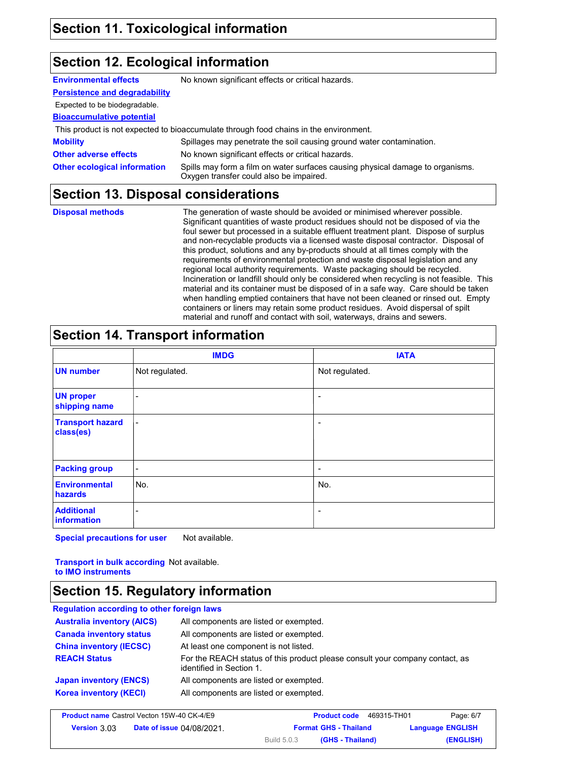## Section 11. Toxicological information

## Section 12. Ecological information

**Environmental effects** No known significant effects or critical hazards.

**Persistence and degradability**

Expected to be biodegradable.

**Bioaccumulative potential**

This product is not expected to bioaccumulate through food chains in the environment.

**Mobility** Spillages may penetrate the soil causing ground water contamination.

**Other adverse effects** No known significant effects or critical hazards.

**Other ecological information** Spills may form a film on water surfaces causing physical damage to organisms. Oxygen transfer could also be impaired.

## Section 13. Disposal considerations

**Disposal methods** The generation of waste should be avoided or minimised wherever possible. Significant quantities of waste product residues should not be disposed of via the foul sewer but processed in a suitable effluent treatment plant. Dispose of surplus and non-recyclable products via a licensed waste disposal contractor. Disposal of this product, solutions and any by-products should at all times comply with the requirements of environmental protection and waste disposal legislation and any regional local authority requirements. Waste packaging should be recycled. Incineration or landfill should only be considered when recycling is not feasible. This material and its container must be disposed of in a safe way. Care should be taken when handling emptied containers that have not been cleaned or rinsed out. Empty containers or liners may retain some product residues. Avoid dispersal of spilt material and runoff and contact with soil, waterways, drains and sewers.

## Section 14. Transport information

| | IMDG | IATA |
|---|---|---|
| UN number | Not regulated. | Not regulated. |
| UN proper shipping name | - | - |
| Transport hazard class(es) | - | - |
| Packing group | - | - |
| Environmental hazards | No. | No. |
| Additional information | - | - |

**Special precautions for user** Not available.

**Transport in bulk according to IMO instruments** Not available.

## Section 15. Regulatory information

**Regulation according to other foreign laws**

**Australia inventory (AICS)** All components are listed or exempted.

**Canada inventory status** All components are listed or exempted.

**China inventory (IECSC)** At least one component is not listed.

**REACH Status** For the REACH status of this product please consult your company contact, as identified in Section 1.

**Japan inventory (ENCS)** All components are listed or exempted.

**Korea inventory (KECI)** All components are listed or exempted.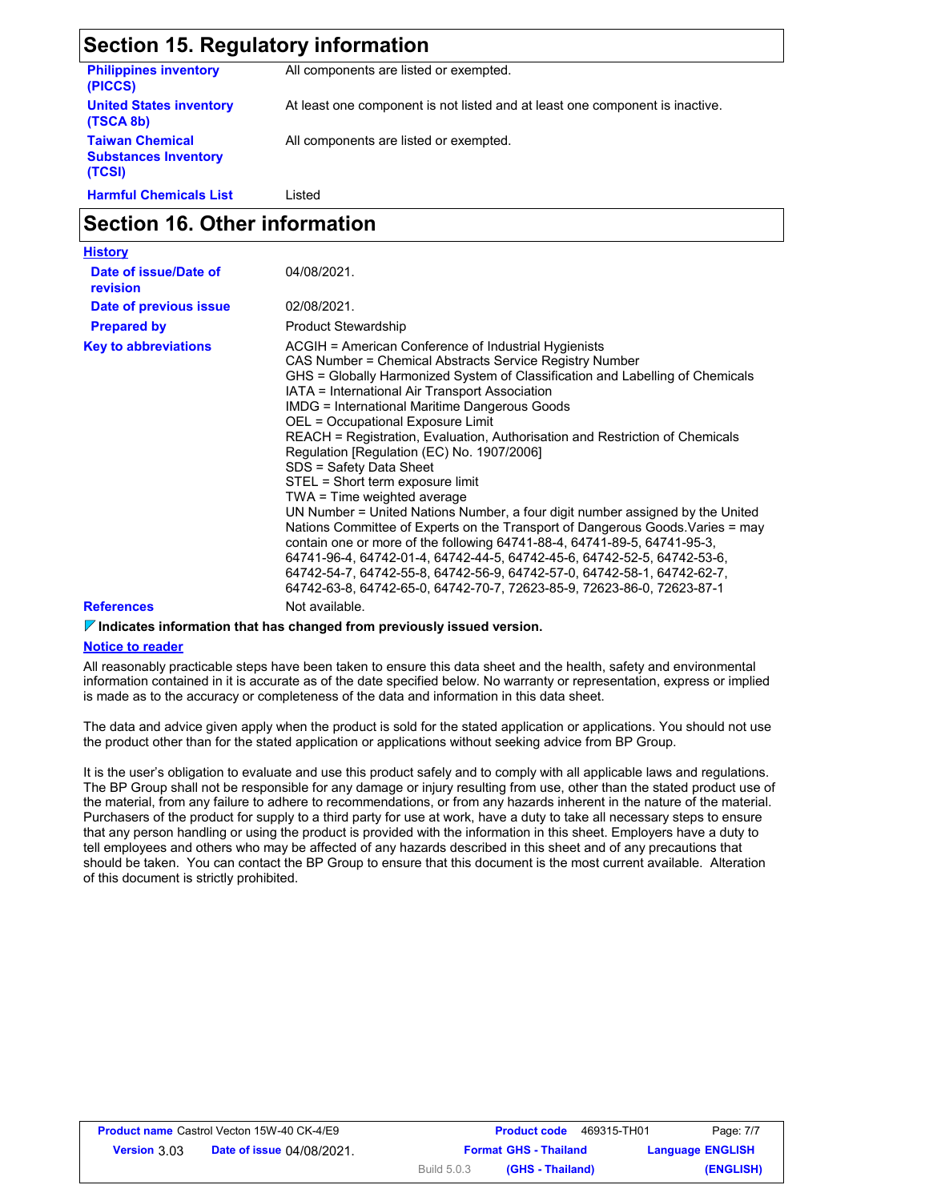## Section 15. Regulatory information

| | |
|---|---|
| **Philippines inventory (PICCS)** | All components are listed or exempted. |
| **United States inventory (TSCA 8b)** | At least one component is not listed and at least one component is inactive. |
| **Taiwan Chemical Substances Inventory (TCSI)** | All components are listed or exempted. |
| **Harmful Chemicals List** | Listed |

## Section 16. Other information

**History**

| | |
|---|---|
| **Date of issue/Date of revision** | 04/08/2021. |
| **Date of previous issue** | 02/08/2021. |
| **Prepared by** | Product Stewardship |

**Key to abbreviations**

ACGIH = American Conference of Industrial Hygienists
CAS Number = Chemical Abstracts Service Registry Number
GHS = Globally Harmonized System of Classification and Labelling of Chemicals
IATA = International Air Transport Association
IMDG = International Maritime Dangerous Goods
OEL = Occupational Exposure Limit
REACH = Registration, Evaluation, Authorisation and Restriction of Chemicals Regulation [Regulation (EC) No. 1907/2006]
SDS = Safety Data Sheet
STEL = Short term exposure limit
TWA = Time weighted average
UN Number = United Nations Number, a four digit number assigned by the United Nations Committee of Experts on the Transport of Dangerous Goods.Varies = may contain one or more of the following 64741-88-4, 64741-89-5, 64741-95-3, 64741-96-4, 64742-01-4, 64742-44-5, 64742-45-6, 64742-52-5, 64742-53-6, 64742-54-7, 64742-55-8, 64742-56-9, 64742-57-0, 64742-58-1, 64742-62-7, 64742-63-8, 64742-65-0, 64742-70-7, 72623-85-9, 72623-86-0, 72623-87-1

**References** Not available.

**Indicates information that has changed from previously issued version.**

**Notice to reader**

All reasonably practicable steps have been taken to ensure this data sheet and the health, safety and environmental information contained in it is accurate as of the date specified below. No warranty or representation, express or implied is made as to the accuracy or completeness of the data and information in this data sheet.

The data and advice given apply when the product is sold for the stated application or applications. You should not use the product other than for the stated application or applications without seeking advice from BP Group.

It is the user's obligation to evaluate and use this product safely and to comply with all applicable laws and regulations. The BP Group shall not be responsible for any damage or injury resulting from use, other than the stated product use of the material, from any failure to adhere to recommendations, or from any hazards inherent in the nature of the material. Purchasers of the product for supply to a third party for use at work, have a duty to take all necessary steps to ensure that any person handling or using the product is provided with the information in this sheet. Employers have a duty to tell employees and others who may be affected of any hazards described in this sheet and of any precautions that should be taken. You can contact the BP Group to ensure that this document is the most current available. Alteration of this document is strictly prohibited.